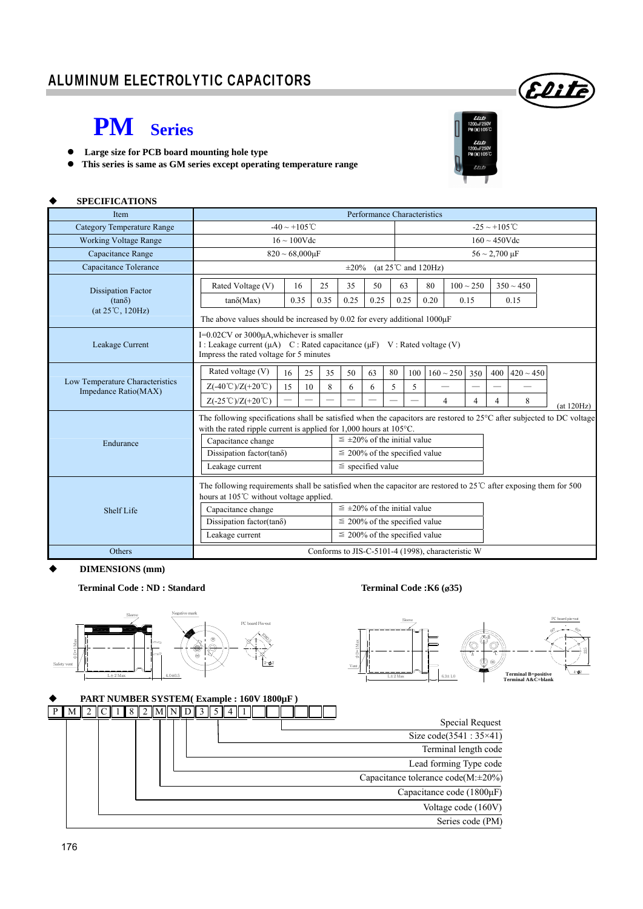# ALUMINUM ELECTROLYTIC CAPACITORS

## PM Series

- **Large size for PCB board mounting hole type**
- **This series is same as GM series except operating temperature range**

### SPECIFICATIONS

| Item | Performance Characteristics | |
|---|---|---|
| Category Temperature Range | -40 ~ +105℃ | -25 ~ +105℃ |
| Working Voltage Range | 16 ~ 100Vdc | 160 ~ 450Vdc |
| Capacitance Range | 820 ~ 68,000μF | 56 ~ 2,700 μF |
| Capacitance Tolerance | ±20% (at 25℃ and 120Hz) | |
| Dissipation Factor (tanδ) (at 25℃, 120Hz) | See table below. The above values should be increased by 0.02 for every additional 1000μF | |
| Leakage Current | I=0.02CV or 3000μA,whichever is smaller<br>I : Leakage current (μA) C : Rated capacitance (μF) V : Rated voltage (V)<br>Impress the rated voltage for 5 minutes | |
| Low Temperature Characteristics Impedance Ratio(MAX) | See table below (at 120Hz) | |
| Endurance | The following specifications shall be satisfied when the capacitors are restored to 25°C after subjected to DC voltage with the rated ripple current is applied for 1,000 hours at 105°C. See table below. | |
| Shelf Life | The following requirements shall be satisfied when the capacitor are restored to 25℃ after exposing them for 500 hours at 105℃ without voltage applied. See table below. | |
| Others | Conforms to JIS-C-5101-4 (1998), characteristic W | |

**Dissipation Factor (tanδ) (at 25℃, 120Hz)**

| Rated Voltage (V) | 16 | 25 | 35 | 50 | 63 | 80 | 100 ~ 250 | 350 ~ 450 |
|---|---|---|---|---|---|---|---|---|
| tanδ(Max) | 0.35 | 0.35 | 0.25 | 0.25 | 0.25 | 0.20 | 0.15 | 0.15 |

The above values should be increased by 0.02 for every additional 1000μF

**Low Temperature Characteristics Impedance Ratio(MAX)**

| Rated voltage (V) | 16 | 25 | 35 | 50 | 63 | 80 | 100 | 160 ~ 250 | 350 | 400 | 420 ~ 450 |
|---|---|---|---|---|---|---|---|---|---|---|---|
| Z(-40℃)/Z(+20℃) | 15 | 10 | 8 | 6 | 6 | 5 | 5 | — | — | — | — |
| Z(-25℃)/Z(+20℃) | — | — | — | — | — | — | — | 4 | 4 | 4 | 8 |

(at 120Hz)

**Endurance**

| | |
|---|---|
| Capacitance change | ≦ ±20% of the initial value |
| Dissipation factor(tanδ) | ≦ 200% of the specified value |
| Leakage current | ≦ specified value |

**Shelf Life**

| | |
|---|---|
| Capacitance change | ≦ ±20% of the initial value |
| Dissipation factor(tanδ) | ≦ 200% of the specified value |
| Leakage current | ≦ 200% of the specified value |

### DIMENSIONS (mm)

**Terminal Code : ND : Standard**

**Terminal Code :K6 (ø35)**

Terminal B=positive
Terminal A&C=blank

### PART NUMBER SYSTEM( Example : 160V 1800μF )

| P | M | 2 | C | 1 | 8 | 2 | M | N | D | 3 | 5 | 4 | 1 | | | | | | |
|---|---|---|---|---|---|---|---|---|---|---|---|---|---|---|---|---|---|---|---|

- Special Request
- Size code(3541 : 35×41)
- Terminal length code
- Lead forming Type code
- Capacitance tolerance code(M:±20%)
- Capacitance code (1800μF)
- Voltage code (160V)
- Series code (PM)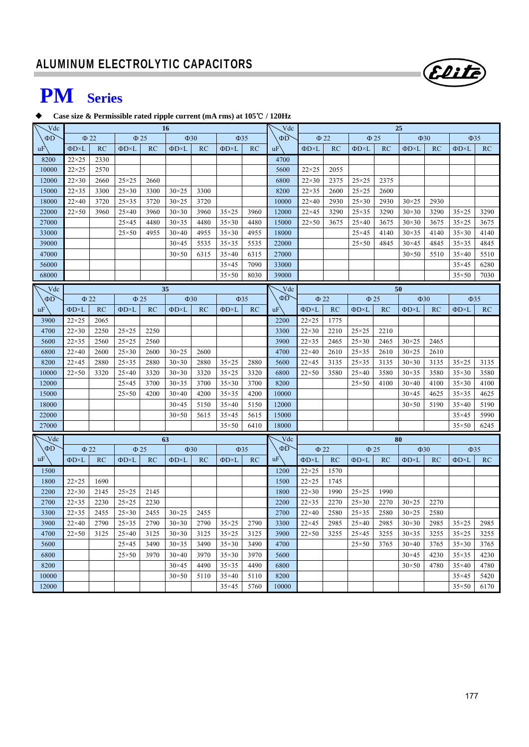## ALUMINUM ELECTROLYTIC CAPACITORS

# PM Series

◆ **Case size & Permissible rated ripple current (mA rms) at 105℃ / 120Hz**

| Vdc | 16 | | | | | | | | Vdc | 25 | | | | | | | |
|---|---|---|---|---|---|---|---|---|---|---|---|---|---|---|---|---|---|
| ΦD | Φ 22 | | Φ 25 | | Φ30 | | Φ35 | | ΦD | Φ 22 | | Φ 25 | | Φ30 | | Φ35 | |
| uF | ΦD×L | RC | ΦD×L | RC | ΦD×L | RC | ΦD×L | RC | uF | ΦD×L | RC | ΦD×L | RC | ΦD×L | RC | ΦD×L | RC |
| 8200 | 22×25 | 2330 | | | | | | | 4700 | | | | | | | | |
| 10000 | 22×25 | 2570 | | | | | | | 5600 | 22×25 | 2055 | | | | | | |
| 12000 | 22×30 | 2660 | 25×25 | 2660 | | | | | 6800 | 22×30 | 2375 | 25×25 | 2375 | | | | |
| 15000 | 22×35 | 3300 | 25×30 | 3300 | 30×25 | 3300 | | | 8200 | 22×35 | 2600 | 25×25 | 2600 | | | | |
| 18000 | 22×40 | 3720 | 25×35 | 3720 | 30×25 | 3720 | | | 10000 | 22×40 | 2930 | 25×30 | 2930 | 30×25 | 2930 | | |
| 22000 | 22×50 | 3960 | 25×40 | 3960 | 30×30 | 3960 | 35×25 | 3960 | 12000 | 22×45 | 3290 | 25×35 | 3290 | 30×30 | 3290 | 35×25 | 3290 |
| 27000 | | | 25×45 | 4480 | 30×35 | 4480 | 35×30 | 4480 | 15000 | 22×50 | 3675 | 25×40 | 3675 | 30×30 | 3675 | 35×25 | 3675 |
| 33000 | | | 25×50 | 4955 | 30×40 | 4955 | 35×30 | 4955 | 18000 | | | 25×45 | 4140 | 30×35 | 4140 | 35×30 | 4140 |
| 39000 | | | | | 30×45 | 5535 | 35×35 | 5535 | 22000 | | | 25×50 | 4845 | 30×45 | 4845 | 35×35 | 4845 |
| 47000 | | | | | 30×50 | 6315 | 35×40 | 6315 | 27000 | | | | | 30×50 | 5510 | 35×40 | 5510 |
| 56000 | | | | | | | 35×45 | 7090 | 33000 | | | | | | | 35×45 | 6280 |
| 68000 | | | | | | | 35×50 | 8030 | 39000 | | | | | | | 35×50 | 7030 |

| Vdc | 35 | | | | | | | | Vdc | 50 | | | | | | | |
|---|---|---|---|---|---|---|---|---|---|---|---|---|---|---|---|---|---|
| ΦD | Φ 22 | | Φ 25 | | Φ30 | | Φ35 | | ΦD | Φ 22 | | Φ 25 | | Φ30 | | Φ35 | |
| uF | ΦD×L | RC | ΦD×L | RC | ΦD×L | RC | ΦD×L | RC | uF | ΦD×L | RC | ΦD×L | RC | ΦD×L | RC | ΦD×L | RC |
| 3900 | 22×25 | 2065 | | | | | | | 2200 | 22×25 | 1775 | | | | | | |
| 4700 | 22×30 | 2250 | 25×25 | 2250 | | | | | 3300 | 22×30 | 2210 | 25×25 | 2210 | | | | |
| 5600 | 22×35 | 2560 | 25×25 | 2560 | | | | | 3900 | 22×35 | 2465 | 25×30 | 2465 | 30×25 | 2465 | | |
| 6800 | 22×40 | 2600 | 25×30 | 2600 | 30×25 | 2600 | | | 4700 | 22×40 | 2610 | 25×35 | 2610 | 30×25 | 2610 | | |
| 8200 | 22×45 | 2880 | 25×35 | 2880 | 30×30 | 2880 | 35×25 | 2880 | 5600 | 22×45 | 3135 | 25×35 | 3135 | 30×30 | 3135 | 35×25 | 3135 |
| 10000 | 22×50 | 3320 | 25×40 | 3320 | 30×30 | 3320 | 35×25 | 3320 | 6800 | 22×50 | 3580 | 25×40 | 3580 | 30×35 | 3580 | 35×30 | 3580 |
| 12000 | | | 25×45 | 3700 | 30×35 | 3700 | 35×30 | 3700 | 8200 | | | 25×50 | 4100 | 30×40 | 4100 | 35×30 | 4100 |
| 15000 | | | 25×50 | 4200 | 30×40 | 4200 | 35×35 | 4200 | 10000 | | | | | 30×45 | 4625 | 35×35 | 4625 |
| 18000 | | | | | 30×45 | 5150 | 35×40 | 5150 | 12000 | | | | | 30×50 | 5190 | 35×40 | 5190 |
| 22000 | | | | | 30×50 | 5615 | 35×45 | 5615 | 15000 | | | | | | | 35×45 | 5990 |
| 27000 | | | | | | | 35×50 | 6410 | 18000 | | | | | | | 35×50 | 6245 |

| Vdc | 63 | | | | | | | | Vdc | 80 | | | | | | | |
|---|---|---|---|---|---|---|---|---|---|---|---|---|---|---|---|---|---|
| ΦD | Φ 22 | | Φ 25 | | Φ30 | | Φ35 | | ΦD | Φ 22 | | Φ 25 | | Φ30 | | Φ35 | |
| uF | ΦD×L | RC | ΦD×L | RC | ΦD×L | RC | ΦD×L | RC | uF | ΦD×L | RC | ΦD×L | RC | ΦD×L | RC | ΦD×L | RC |
| 1500 | | | | | | | | | 1200 | 22×25 | 1570 | | | | | | |
| 1800 | 22×25 | 1690 | | | | | | | 1500 | 22×25 | 1745 | | | | | | |
| 2200 | 22×30 | 2145 | 25×25 | 2145 | | | | | 1800 | 22×30 | 1990 | 25×25 | 1990 | | | | |
| 2700 | 22×35 | 2230 | 25×25 | 2230 | | | | | 2200 | 22×35 | 2270 | 25×30 | 2270 | 30×25 | 2270 | | |
| 3300 | 22×35 | 2455 | 25×30 | 2455 | 30×25 | 2455 | | | 2700 | 22×40 | 2580 | 25×35 | 2580 | 30×25 | 2580 | | |
| 3900 | 22×40 | 2790 | 25×35 | 2790 | 30×30 | 2790 | 35×25 | 2790 | 3300 | 22×45 | 2985 | 25×40 | 2985 | 30×30 | 2985 | 35×25 | 2985 |
| 4700 | 22×50 | 3125 | 25×40 | 3125 | 30×30 | 3125 | 35×25 | 3125 | 3900 | 22×50 | 3255 | 25×45 | 3255 | 30×35 | 3255 | 35×25 | 3255 |
| 5600 | | | 25×45 | 3490 | 30×35 | 3490 | 35×30 | 3490 | 4700 | | | 25×50 | 3765 | 30×40 | 3765 | 35×30 | 3765 |
| 6800 | | | 25×50 | 3970 | 30×40 | 3970 | 35×30 | 3970 | 5600 | | | | | 30×45 | 4230 | 35×35 | 4230 |
| 8200 | | | | | 30×45 | 4490 | 35×35 | 4490 | 6800 | | | | | 30×50 | 4780 | 35×40 | 4780 |
| 10000 | | | | | 30×50 | 5110 | 35×40 | 5110 | 8200 | | | | | | | 35×45 | 5420 |
| 12000 | | | | | | | 35×45 | 5760 | 10000 | | | | | | | 35×50 | 6170 |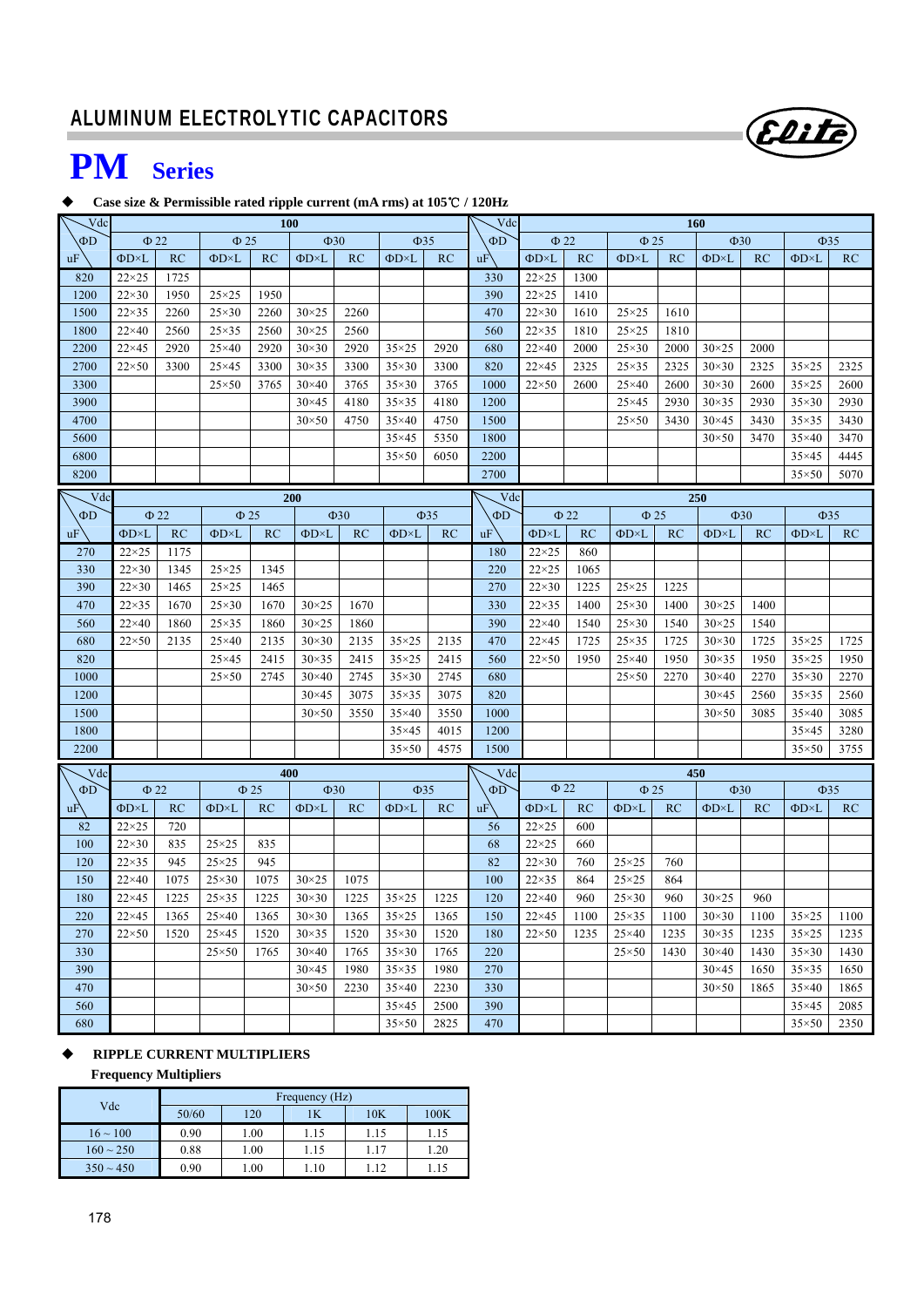## ALUMINUM ELECTROLYTIC CAPACITORS

# PM Series

◆ **Case size & Permissible rated ripple current (mA rms) at 105℃ / 120Hz**

| Vdc | 100 | | | | | | | | Vdc | 160 | | | | | | | |
|---|---|---|---|---|---|---|---|---|---|---|---|---|---|---|---|---|---|
| ΦD | Φ22 | | Φ25 | | Φ30 | | Φ35 | | ΦD | Φ22 | | Φ25 | | Φ30 | | Φ35 | |
| uF | ΦD×L | RC | ΦD×L | RC | ΦD×L | RC | ΦD×L | RC | uF | ΦD×L | RC | ΦD×L | RC | ΦD×L | RC | ΦD×L | RC |
| 820 | 22×25 | 1725 | | | | | | | 330 | 22×25 | 1300 | | | | | | |
| 1200 | 22×30 | 1950 | 25×25 | 1950 | | | | | 390 | 22×25 | 1410 | | | | | | |
| 1500 | 22×35 | 2260 | 25×30 | 2260 | 30×25 | 2260 | | | 470 | 22×30 | 1610 | 25×25 | 1610 | | | | |
| 1800 | 22×40 | 2560 | 25×35 | 2560 | 30×25 | 2560 | | | 560 | 22×35 | 1810 | 25×25 | 1810 | | | | |
| 2200 | 22×45 | 2920 | 25×40 | 2920 | 30×30 | 2920 | 35×25 | 2920 | 680 | 22×40 | 2000 | 25×30 | 2000 | 30×25 | 2000 | | |
| 2700 | 22×50 | 3300 | 25×45 | 3300 | 30×35 | 3300 | 35×30 | 3300 | 820 | 22×45 | 2325 | 25×35 | 2325 | 30×30 | 2325 | 35×25 | 2325 |
| 3300 | | | 25×50 | 3765 | 30×40 | 3765 | 35×30 | 3765 | 1000 | 22×50 | 2600 | 25×40 | 2600 | 30×30 | 2600 | 35×25 | 2600 |
| 3900 | | | | | 30×45 | 4180 | 35×35 | 4180 | 1200 | | | 25×45 | 2930 | 30×35 | 2930 | 35×30 | 2930 |
| 4700 | | | | | 30×50 | 4750 | 35×40 | 4750 | 1500 | | | 25×50 | 3430 | 30×45 | 3430 | 35×35 | 3430 |
| 5600 | | | | | | | 35×45 | 5350 | 1800 | | | | | 30×50 | 3470 | 35×40 | 3470 |
| 6800 | | | | | | | 35×50 | 6050 | 2200 | | | | | | | 35×45 | 4445 |
| 8200 | | | | | | | | | 2700 | | | | | | | 35×50 | 5070 |

| Vdc | 200 | | | | | | | | Vdc | 250 | | | | | | | |
|---|---|---|---|---|---|---|---|---|---|---|---|---|---|---|---|---|---|
| ΦD | Φ22 | | Φ25 | | Φ30 | | Φ35 | | ΦD | Φ22 | | Φ25 | | Φ30 | | Φ35 | |
| uF | ΦD×L | RC | ΦD×L | RC | ΦD×L | RC | ΦD×L | RC | uF | ΦD×L | RC | ΦD×L | RC | ΦD×L | RC | ΦD×L | RC |
| 270 | 22×25 | 1175 | | | | | | | 180 | 22×25 | 860 | | | | | | |
| 330 | 22×30 | 1345 | 25×25 | 1345 | | | | | 220 | 22×25 | 1065 | | | | | | |
| 390 | 22×30 | 1465 | 25×25 | 1465 | | | | | 270 | 22×30 | 1225 | 25×25 | 1225 | | | | |
| 470 | 22×35 | 1670 | 25×30 | 1670 | 30×25 | 1670 | | | 330 | 22×35 | 1400 | 25×30 | 1400 | 30×25 | 1400 | | |
| 560 | 22×40 | 1860 | 25×35 | 1860 | 30×25 | 1860 | | | 390 | 22×40 | 1540 | 25×30 | 1540 | 30×25 | 1540 | | |
| 680 | 22×50 | 2135 | 25×40 | 2135 | 30×30 | 2135 | 35×25 | 2135 | 470 | 22×45 | 1725 | 25×35 | 1725 | 30×30 | 1725 | 35×25 | 1725 |
| 820 | | | 25×45 | 2415 | 30×35 | 2415 | 35×25 | 2415 | 560 | 22×50 | 1950 | 25×40 | 1950 | 30×35 | 1950 | 35×25 | 1950 |
| 1000 | | | 25×50 | 2745 | 30×40 | 2745 | 35×30 | 2745 | 680 | | | 25×50 | 2270 | 30×40 | 2270 | 35×30 | 2270 |
| 1200 | | | | | 30×45 | 3075 | 35×35 | 3075 | 820 | | | | | 30×45 | 2560 | 35×35 | 2560 |
| 1500 | | | | | 30×50 | 3550 | 35×40 | 3550 | 1000 | | | | | 30×50 | 3085 | 35×40 | 3085 |
| 1800 | | | | | | | 35×45 | 4015 | 1200 | | | | | | | 35×45 | 3280 |
| 2200 | | | | | | | 35×50 | 4575 | 1500 | | | | | | | 35×50 | 3755 |

| Vdc | 400 | | | | | | | | Vdc | 450 | | | | | | | |
|---|---|---|---|---|---|---|---|---|---|---|---|---|---|---|---|---|---|
| ΦD | Φ22 | | Φ25 | | Φ30 | | Φ35 | | ΦD | Φ22 | | Φ25 | | Φ30 | | Φ35 | |
| uF | ΦD×L | RC | ΦD×L | RC | ΦD×L | RC | ΦD×L | RC | uF | ΦD×L | RC | ΦD×L | RC | ΦD×L | RC | ΦD×L | RC |
| 82 | 22×25 | 720 | | | | | | | 56 | 22×25 | 600 | | | | | | |
| 100 | 22×30 | 835 | 25×25 | 835 | | | | | 68 | 22×25 | 660 | | | | | | |
| 120 | 22×35 | 945 | 25×25 | 945 | | | | | 82 | 22×30 | 760 | 25×25 | 760 | | | | |
| 150 | 22×40 | 1075 | 25×30 | 1075 | 30×25 | 1075 | | | 100 | 22×35 | 864 | 25×25 | 864 | | | | |
| 180 | 22×45 | 1225 | 25×35 | 1225 | 30×30 | 1225 | 35×25 | 1225 | 120 | 22×40 | 960 | 25×30 | 960 | 30×25 | 960 | | |
| 220 | 22×45 | 1365 | 25×40 | 1365 | 30×30 | 1365 | 35×25 | 1365 | 150 | 22×45 | 1100 | 25×35 | 1100 | 30×30 | 1100 | 35×25 | 1100 |
| 270 | 22×50 | 1520 | 25×45 | 1520 | 30×35 | 1520 | 35×30 | 1520 | 180 | 22×50 | 1235 | 25×40 | 1235 | 30×35 | 1235 | 35×25 | 1235 |
| 330 | | | 25×50 | 1765 | 30×40 | 1765 | 35×30 | 1765 | 220 | | | 25×50 | 1430 | 30×40 | 1430 | 35×30 | 1430 |
| 390 | | | | | 30×45 | 1980 | 35×35 | 1980 | 270 | | | | | 30×45 | 1650 | 35×35 | 1650 |
| 470 | | | | | 30×50 | 2230 | 35×40 | 2230 | 330 | | | | | 30×50 | 1865 | 35×40 | 1865 |
| 560 | | | | | | | 35×45 | 2500 | 390 | | | | | | | 35×45 | 2085 |
| 680 | | | | | | | 35×50 | 2825 | 470 | | | | | | | 35×50 | 2350 |

◆ **RIPPLE CURRENT MULTIPLIERS**

**Frequency Multipliers**

| Vdc | Frequency (Hz) | | | | |
|---|---|---|---|---|---|
| | 50/60 | 120 | 1K | 10K | 100K |
| 16 ~ 100 | 0.90 | 1.00 | 1.15 | 1.15 | 1.15 |
| 160 ~ 250 | 0.88 | 1.00 | 1.15 | 1.17 | 1.20 |
| 350 ~ 450 | 0.90 | 1.00 | 1.10 | 1.12 | 1.15 |